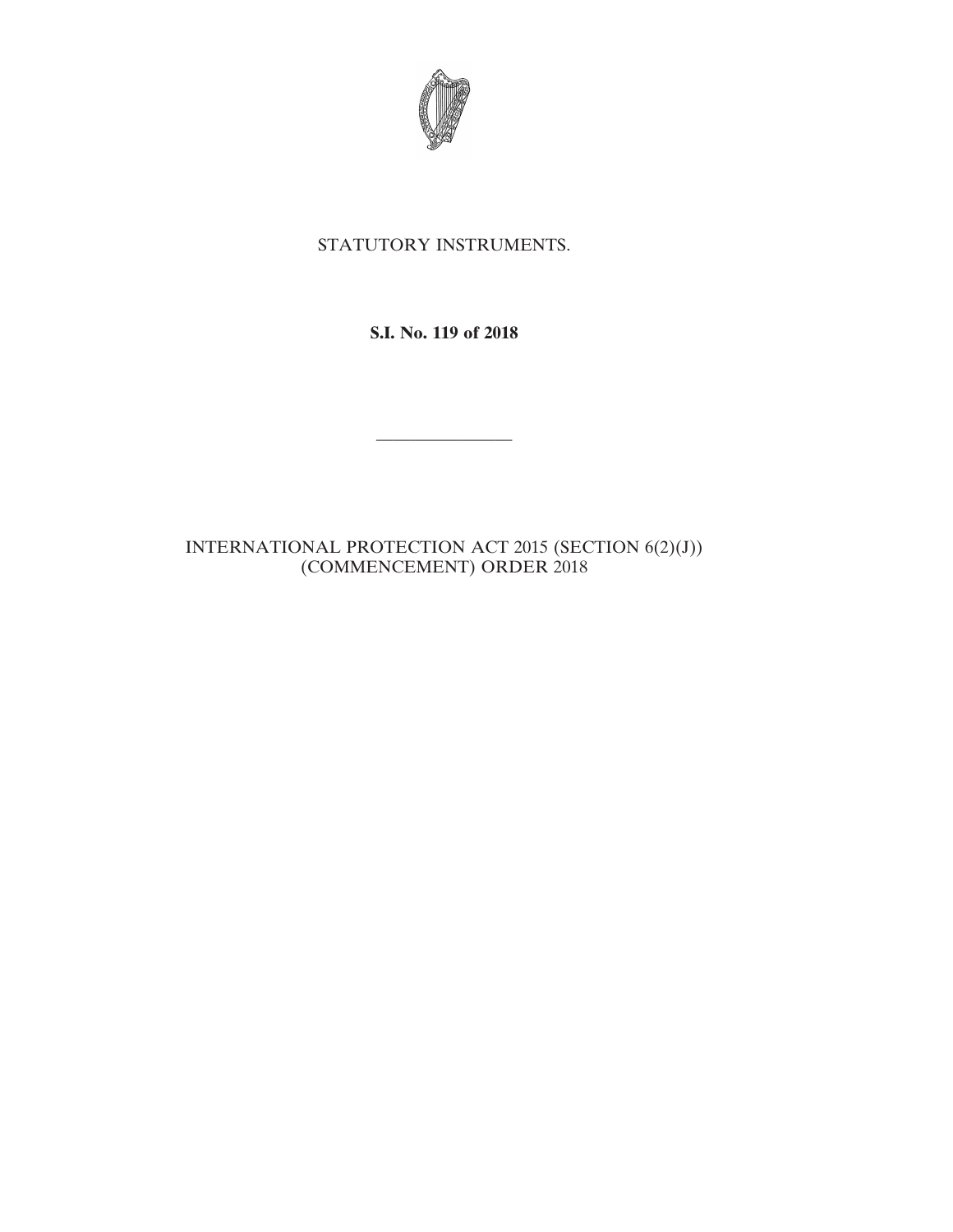STATUTORY INSTRUMENTS.

**S.I. No. 119 of 2018**

---

INTERNATIONAL PROTECTION ACT 2015 (SECTION 6(2)(J)) (COMMENCEMENT) ORDER 2018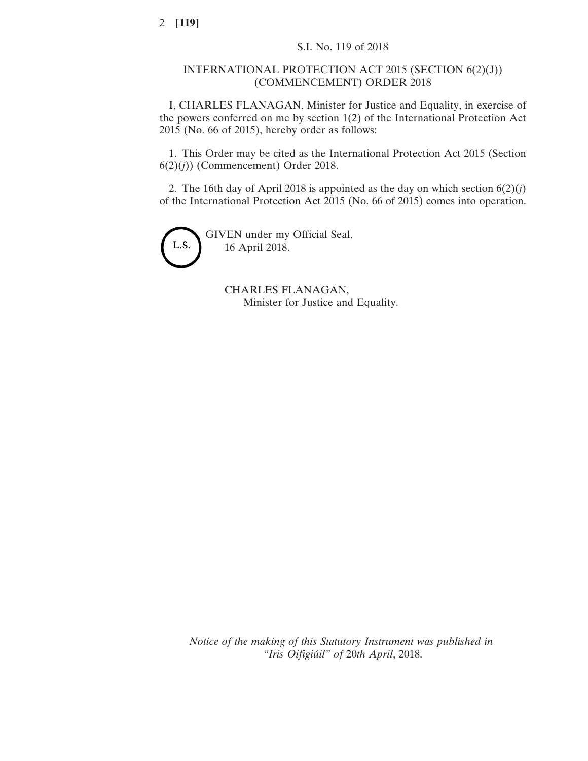S.I. No. 119 of 2018

# INTERNATIONAL PROTECTION ACT 2015 (SECTION 6(2)(J)) (COMMENCEMENT) ORDER 2018

I, CHARLES FLANAGAN, Minister for Justice and Equality, in exercise of the powers conferred on me by section 1(2) of the International Protection Act 2015 (No. 66 of 2015), hereby order as follows:

1. This Order may be cited as the International Protection Act 2015 (Section 6(2)(*j*)) (Commencement) Order 2018.

2. The 16th day of April 2018 is appointed as the day on which section 6(2)(*j*) of the International Protection Act 2015 (No. 66 of 2015) comes into operation.

L.S.

GIVEN under my Official Seal,
16 April 2018.

CHARLES FLANAGAN,
Minister for Justice and Equality.

*Notice of the making of this Statutory Instrument was published in "Iris Oifigiúil" of* 20*th April*, 2018.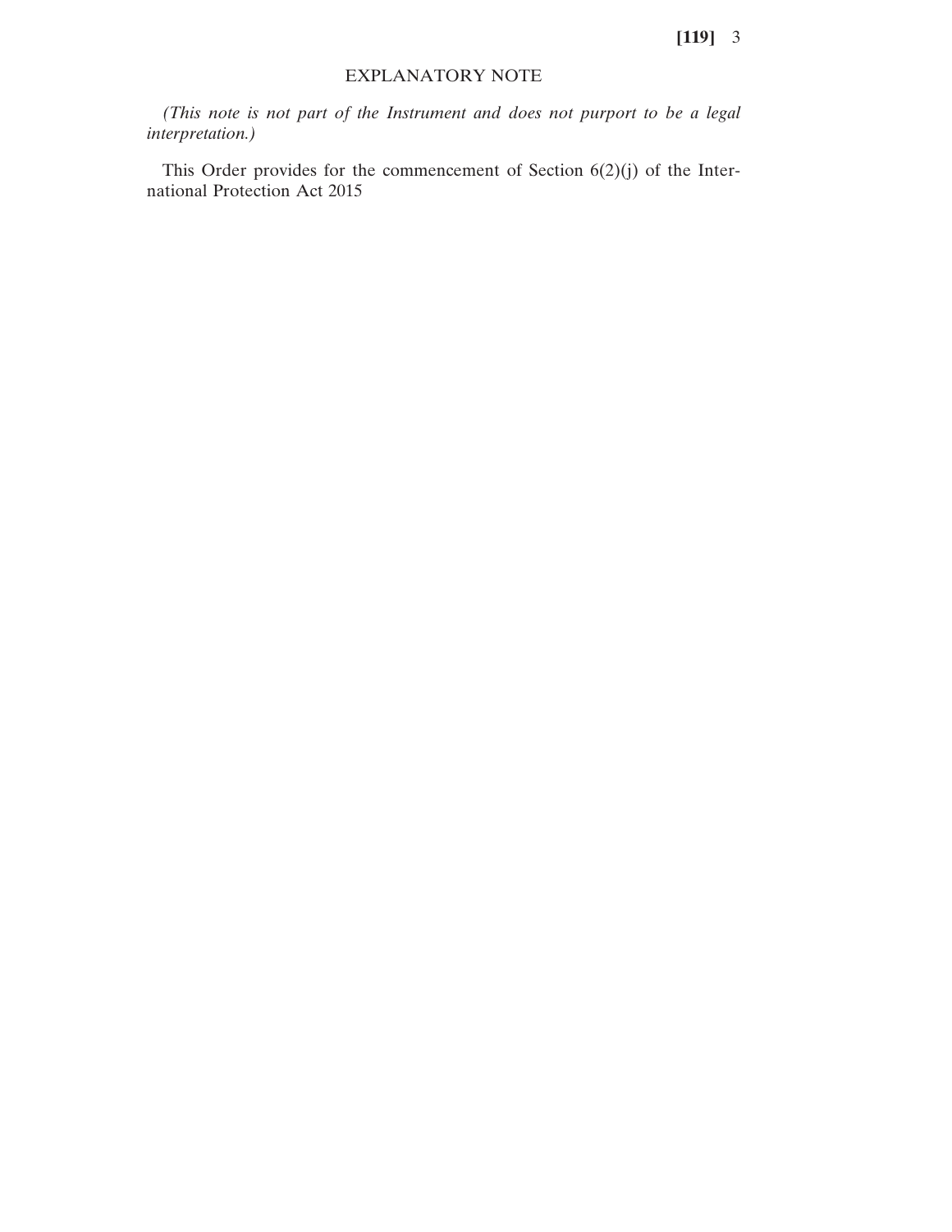## EXPLANATORY NOTE

*(This note is not part of the Instrument and does not purport to be a legal interpretation.)*

This Order provides for the commencement of Section 6(2)(j) of the International Protection Act 2015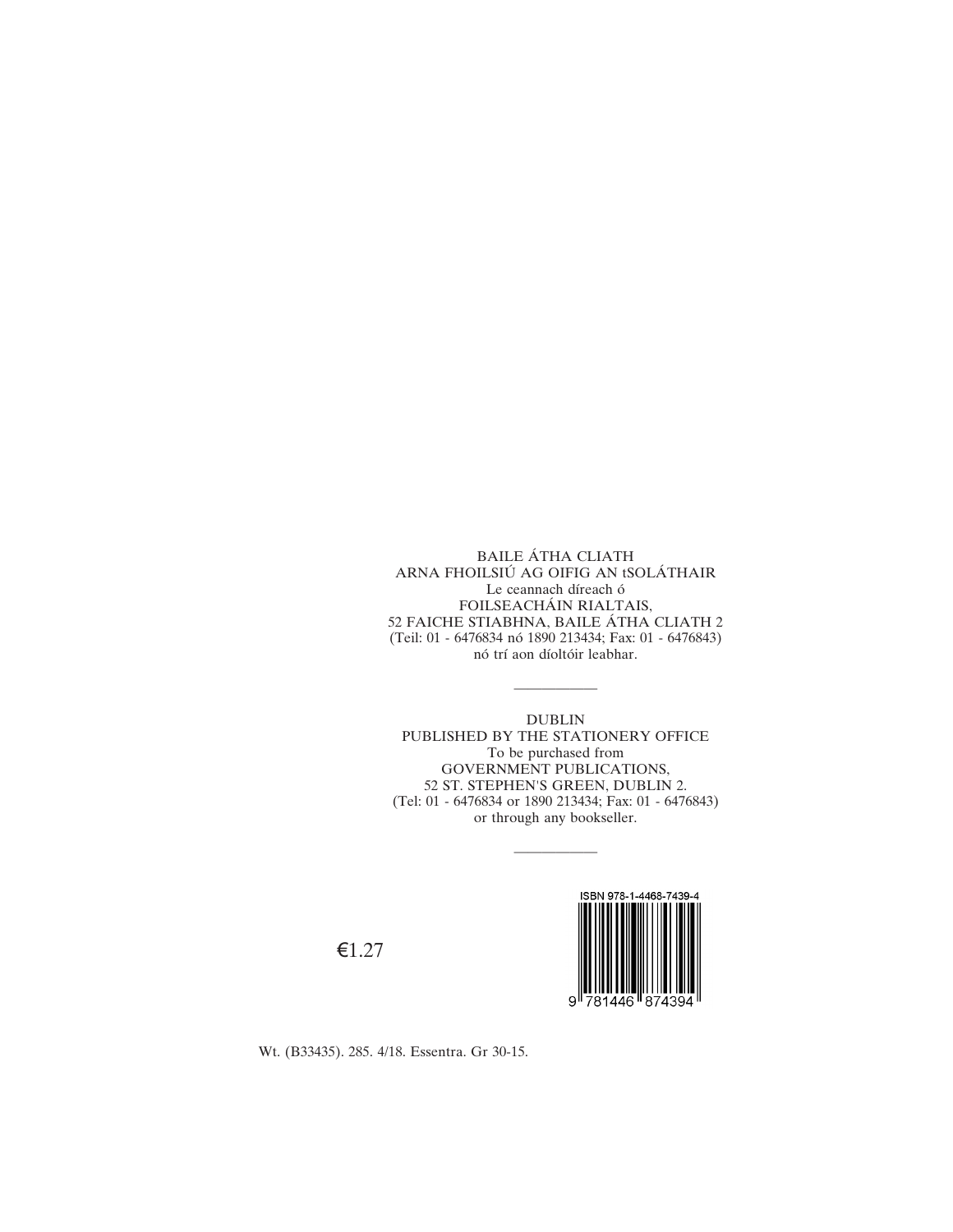BAILE ÁTHA CLIATH
ARNA FHOILSIÚ AG OIFIG AN tSOLÁTHAIR
Le ceannach díreach ó
FOILSEACHÁIN RIALTAIS,
52 FAICHE STIABHNA, BAILE ÁTHA CLIATH 2
(Teil: 01 - 6476834 nó 1890 213434; Fax: 01 - 6476843)
nó trí aon díoltóir leabhar.

---

DUBLIN
PUBLISHED BY THE STATIONERY OFFICE
To be purchased from
GOVERNMENT PUBLICATIONS,
52 ST. STEPHEN'S GREEN, DUBLIN 2.
(Tel: 01 - 6476834 or 1890 213434; Fax: 01 - 6476843)
or through any bookseller.

---

ISBN 978-1-4468-7439-4

9 781446 874394

€1.27

Wt. (B33435). 285. 4/18. Essentra. Gr 30-15.